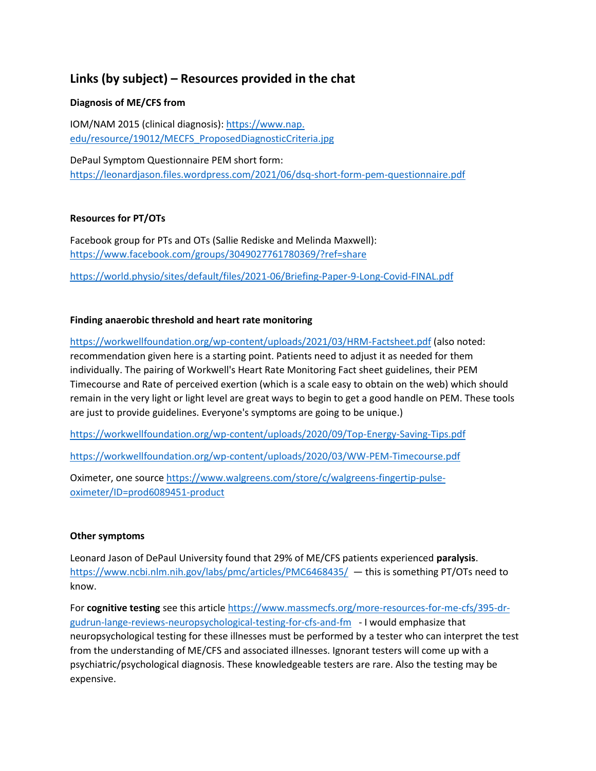## Links (by subject) – Resources provided in the chat

### Diagnosis of ME/CFS from

IOM/NAM 2015 (clinical diagnosis): https://www.nap.edu/resource/19012/MECFS_ProposedDiagnosticCriteria.jpg

DePaul Symptom Questionnaire PEM short form: https://leonardjason.files.wordpress.com/2021/06/dsq-short-form-pem-questionnaire.pdf

### Resources for PT/OTs

Facebook group for PTs and OTs (Sallie Rediske and Melinda Maxwell): https://www.facebook.com/groups/3049027761780369/?ref=share

https://world.physio/sites/default/files/2021-06/Briefing-Paper-9-Long-Covid-FINAL.pdf

### Finding anaerobic threshold and heart rate monitoring

https://workwellfoundation.org/wp-content/uploads/2021/03/HRM-Factsheet.pdf (also noted: recommendation given here is a starting point. Patients need to adjust it as needed for them individually. The pairing of Workwell's Heart Rate Monitoring Fact sheet guidelines, their PEM Timecourse and Rate of perceived exertion (which is a scale easy to obtain on the web) which should remain in the very light or light level are great ways to begin to get a good handle on PEM. These tools are just to provide guidelines. Everyone's symptoms are going to be unique.)

https://workwellfoundation.org/wp-content/uploads/2020/09/Top-Energy-Saving-Tips.pdf

https://workwellfoundation.org/wp-content/uploads/2020/03/WW-PEM-Timecourse.pdf

Oximeter, one source https://www.walgreens.com/store/c/walgreens-fingertip-pulse-oximeter/ID=prod6089451-product

### Other symptoms

Leonard Jason of DePaul University found that 29% of ME/CFS patients experienced **paralysis**. https://www.ncbi.nlm.nih.gov/labs/pmc/articles/PMC6468435/ — this is something PT/OTs need to know.

For **cognitive testing** see this article https://www.massmecfs.org/more-resources-for-me-cfs/395-dr-gudrun-lange-reviews-neuropsychological-testing-for-cfs-and-fm - I would emphasize that neuropsychological testing for these illnesses must be performed by a tester who can interpret the test from the understanding of ME/CFS and associated illnesses. Ignorant testers will come up with a psychiatric/psychological diagnosis. These knowledgeable testers are rare. Also the testing may be expensive.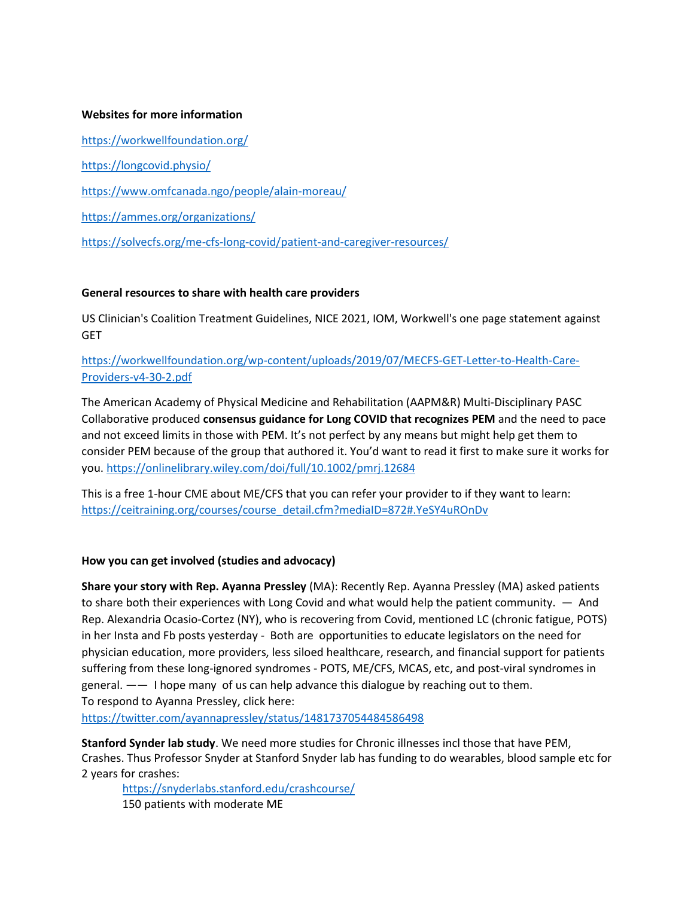**Websites for more information**

https://workwellfoundation.org/

https://longcovid.physio/

https://www.omfcanada.ngo/people/alain-moreau/

https://ammes.org/organizations/

https://solvecfs.org/me-cfs-long-covid/patient-and-caregiver-resources/

**General resources to share with health care providers**

US Clinician's Coalition Treatment Guidelines, NICE 2021, IOM, Workwell's one page statement against GET

https://workwellfoundation.org/wp-content/uploads/2019/07/MECFS-GET-Letter-to-Health-Care-Providers-v4-30-2.pdf

The American Academy of Physical Medicine and Rehabilitation (AAPM&R) Multi-Disciplinary PASC Collaborative produced **consensus guidance for Long COVID that recognizes PEM** and the need to pace and not exceed limits in those with PEM. It's not perfect by any means but might help get them to consider PEM because of the group that authored it. You'd want to read it first to make sure it works for you. https://onlinelibrary.wiley.com/doi/full/10.1002/pmrj.12684

This is a free 1-hour CME about ME/CFS that you can refer your provider to if they want to learn: https://ceitraining.org/courses/course_detail.cfm?mediaID=872#.YeSY4uROnDv

**How you can get involved (studies and advocacy)**

**Share your story with Rep. Ayanna Pressley** (MA): Recently Rep. Ayanna Pressley (MA) asked patients to share both their experiences with Long Covid and what would help the patient community. — And Rep. Alexandria Ocasio-Cortez (NY), who is recovering from Covid, mentioned LC (chronic fatigue, POTS) in her Insta and Fb posts yesterday - Both are opportunities to educate legislators on the need for physician education, more providers, less siloed healthcare, research, and financial support for patients suffering from these long-ignored syndromes - POTS, ME/CFS, MCAS, etc, and post-viral syndromes in general. —— I hope many of us can help advance this dialogue by reaching out to them.
To respond to Ayanna Pressley, click here: https://twitter.com/ayannapressley/status/1481737054484586498

**Stanford Synder lab study**. We need more studies for Chronic illnesses incl those that have PEM, Crashes. Thus Professor Snyder at Stanford Snyder lab has funding to do wearables, blood sample etc for 2 years for crashes:

> https://snyderlabs.stanford.edu/crashcourse/
> 150 patients with moderate ME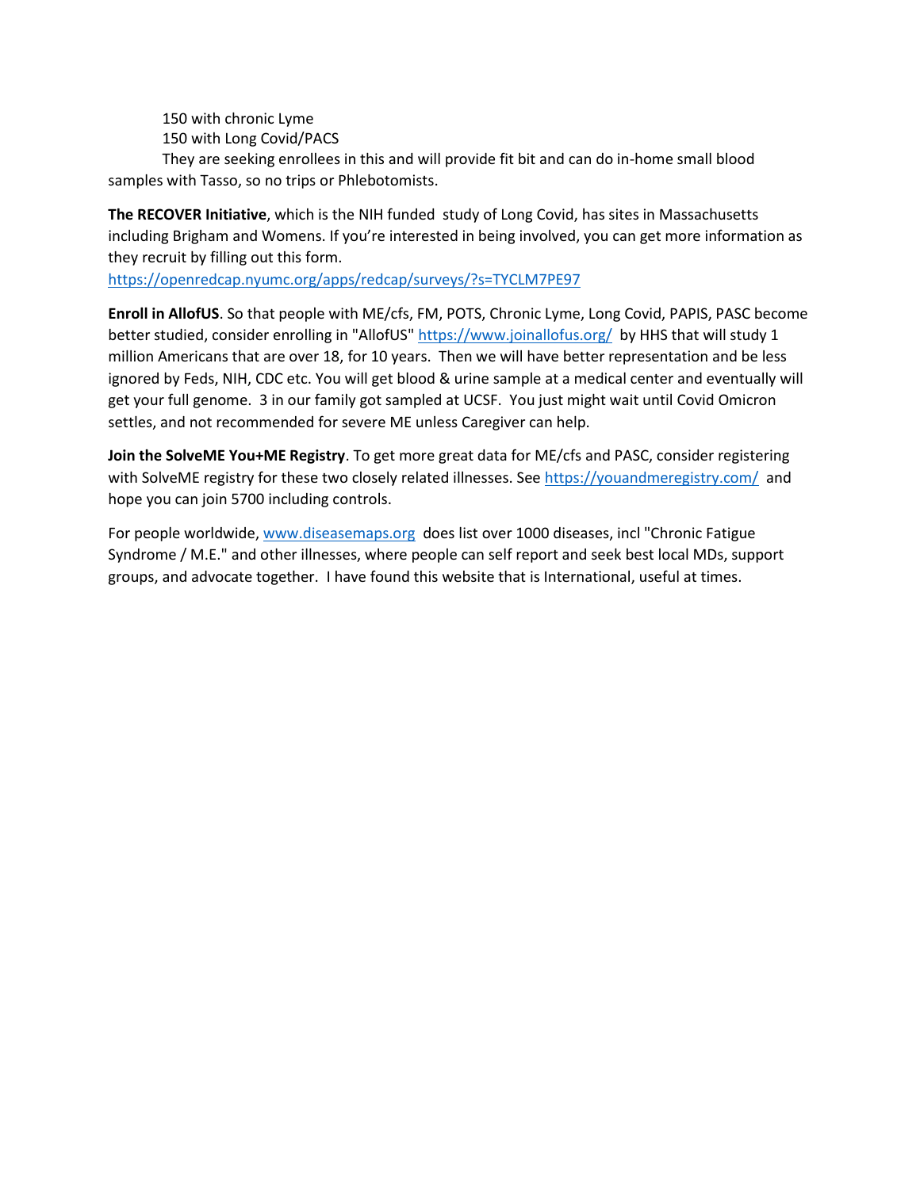150 with chronic Lyme

150 with Long Covid/PACS

They are seeking enrollees in this and will provide fit bit and can do in-home small blood samples with Tasso, so no trips or Phlebotomists.

**The RECOVER Initiative**, which is the NIH funded study of Long Covid, has sites in Massachusetts including Brigham and Womens. If you're interested in being involved, you can get more information as they recruit by filling out this form.
https://openredcap.nyumc.org/apps/redcap/surveys/?s=TYCLM7PE97

**Enroll in AllofUS**. So that people with ME/cfs, FM, POTS, Chronic Lyme, Long Covid, PAPIS, PASC become better studied, consider enrolling in "AllofUS" https://www.joinallofus.org/ by HHS that will study 1 million Americans that are over 18, for 10 years. Then we will have better representation and be less ignored by Feds, NIH, CDC etc. You will get blood & urine sample at a medical center and eventually will get your full genome. 3 in our family got sampled at UCSF. You just might wait until Covid Omicron settles, and not recommended for severe ME unless Caregiver can help.

**Join the SolveME You+ME Registry**. To get more great data for ME/cfs and PASC, consider registering with SolveME registry for these two closely related illnesses. See https://youandmeregistry.com/ and hope you can join 5700 including controls.

For people worldwide, www.diseasemaps.org does list over 1000 diseases, incl "Chronic Fatigue Syndrome / M.E." and other illnesses, where people can self report and seek best local MDs, support groups, and advocate together. I have found this website that is International, useful at times.